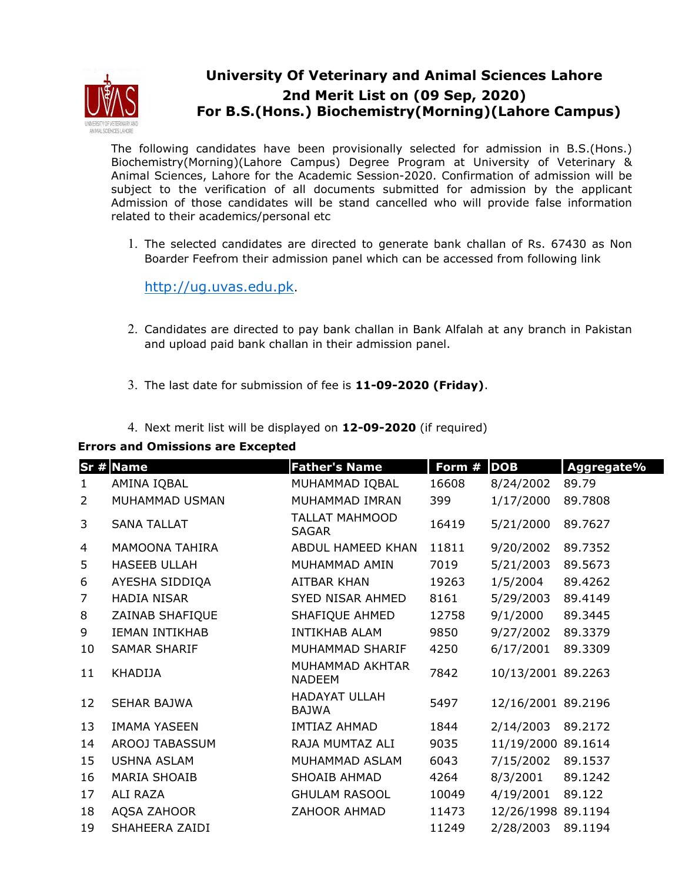# University Of Veterinary and Animal Sciences Lahore

## 2nd Merit List on (09 Sep, 2020)

## For B.S.(Hons.) Biochemistry(Morning)(Lahore Campus)

The following candidates have been provisionally selected for admission in B.S.(Hons.) Biochemistry(Morning)(Lahore Campus) Degree Program at University of Veterinary & Animal Sciences, Lahore for the Academic Session-2020. Confirmation of admission will be subject to the verification of all documents submitted for admission by the applicant Admission of those candidates will be stand cancelled who will provide false information related to their academics/personal etc

1. The selected candidates are directed to generate bank challan of Rs. 67430 as Non Boarder Feefrom their admission panel which can be accessed from following link

   http://ug.uvas.edu.pk.

2. Candidates are directed to pay bank challan in Bank Alfalah at any branch in Pakistan and upload paid bank challan in their admission panel.

3. The last date for submission of fee is **11-09-2020 (Friday)**.

4. Next merit list will be displayed on **12-09-2020** (if required)

**Errors and Omissions are Excepted**

| Sr # | Name | Father's Name | Form # | DOB | Aggregate% |
|---|---|---|---|---|---|
| 1 | AMINA IQBAL | MUHAMMAD IQBAL | 16608 | 8/24/2002 | 89.79 |
| 2 | MUHAMMAD USMAN | MUHAMMAD IMRAN | 399 | 1/17/2000 | 89.7808 |
| 3 | SANA TALLAT | TALLAT MAHMOOD SAGAR | 16419 | 5/21/2000 | 89.7627 |
| 4 | MAMOONA TAHIRA | ABDUL HAMEED KHAN | 11811 | 9/20/2002 | 89.7352 |
| 5 | HASEEB ULLAH | MUHAMMAD AMIN | 7019 | 5/21/2003 | 89.5673 |
| 6 | AYESHA SIDDIQA | AITBAR KHAN | 19263 | 1/5/2004 | 89.4262 |
| 7 | HADIA NISAR | SYED NISAR AHMED | 8161 | 5/29/2003 | 89.4149 |
| 8 | ZAINAB SHAFIQUE | SHAFIQUE AHMED | 12758 | 9/1/2000 | 89.3445 |
| 9 | IEMAN INTIKHAB | INTIKHAB ALAM | 9850 | 9/27/2002 | 89.3379 |
| 10 | SAMAR SHARIF | MUHAMMAD SHARIF | 4250 | 6/17/2001 | 89.3309 |
| 11 | KHADIJA | MUHAMMAD AKHTAR NADEEM | 7842 | 10/13/2001 | 89.2263 |
| 12 | SEHAR BAJWA | HADAYAT ULLAH BAJWA | 5497 | 12/16/2001 | 89.2196 |
| 13 | IMAMA YASEEN | IMTIAZ AHMAD | 1844 | 2/14/2003 | 89.2172 |
| 14 | AROOJ TABASSUM | RAJA MUMTAZ ALI | 9035 | 11/19/2000 | 89.1614 |
| 15 | USHNA ASLAM | MUHAMMAD ASLAM | 6043 | 7/15/2002 | 89.1537 |
| 16 | MARIA SHOAIB | SHOAIB AHMAD | 4264 | 8/3/2001 | 89.1242 |
| 17 | ALI RAZA | GHULAM RASOOL | 10049 | 4/19/2001 | 89.122 |
| 18 | AQSA ZAHOOR | ZAHOOR AHMAD | 11473 | 12/26/1998 | 89.1194 |
| 19 | SHAHEERA ZAIDI | | 11249 | 2/28/2003 | 89.1194 |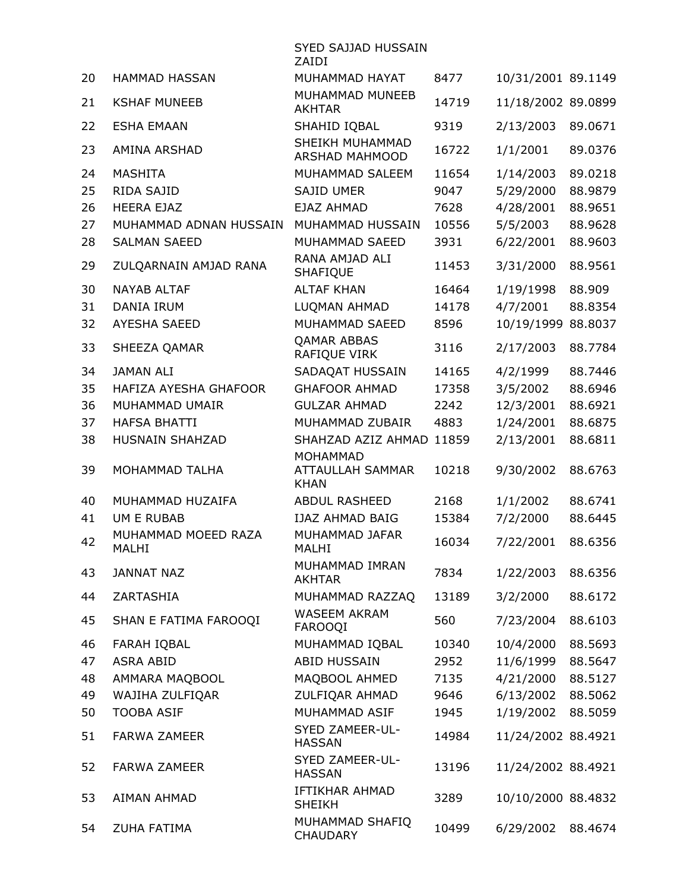| | | | | | |
|---|---|---|---|---|---|
| | | SYED SAJJAD HUSSAIN ZAIDI | | | |
| 20 | HAMMAD HASSAN | MUHAMMAD HAYAT | 8477 | 10/31/2001 | 89.1149 |
| 21 | KSHAF MUNEEB | MUHAMMAD MUNEEB AKHTAR | 14719 | 11/18/2002 | 89.0899 |
| 22 | ESHA EMAAN | SHAHID IQBAL | 9319 | 2/13/2003 | 89.0671 |
| 23 | AMINA ARSHAD | SHEIKH MUHAMMAD ARSHAD MAHMOOD | 16722 | 1/1/2001 | 89.0376 |
| 24 | MASHITA | MUHAMMAD SALEEM | 11654 | 1/14/2003 | 89.0218 |
| 25 | RIDA SAJID | SAJID UMER | 9047 | 5/29/2000 | 88.9879 |
| 26 | HEERA EJAZ | EJAZ AHMAD | 7628 | 4/28/2001 | 88.9651 |
| 27 | MUHAMMAD ADNAN HUSSAIN | MUHAMMAD HUSSAIN | 10556 | 5/5/2003 | 88.9628 |
| 28 | SALMAN SAEED | MUHAMMAD SAEED | 3931 | 6/22/2001 | 88.9603 |
| 29 | ZULQARNAIN AMJAD RANA | RANA AMJAD ALI SHAFIQUE | 11453 | 3/31/2000 | 88.9561 |
| 30 | NAYAB ALTAF | ALTAF KHAN | 16464 | 1/19/1998 | 88.909 |
| 31 | DANIA IRUM | LUQMAN AHMAD | 14178 | 4/7/2001 | 88.8354 |
| 32 | AYESHA SAEED | MUHAMMAD SAEED | 8596 | 10/19/1999 | 88.8037 |
| 33 | SHEEZA QAMAR | QAMAR ABBAS RAFIQUE VIRK | 3116 | 2/17/2003 | 88.7784 |
| 34 | JAMAN ALI | SADAQAT HUSSAIN | 14165 | 4/2/1999 | 88.7446 |
| 35 | HAFIZA AYESHA GHAFOOR | GHAFOOR AHMAD | 17358 | 3/5/2002 | 88.6946 |
| 36 | MUHAMMAD UMAIR | GULZAR AHMAD | 2242 | 12/3/2001 | 88.6921 |
| 37 | HAFSA BHATTI | MUHAMMAD ZUBAIR | 4883 | 1/24/2001 | 88.6875 |
| 38 | HUSNAIN SHAHZAD | SHAHZAD AZIZ AHMAD | 11859 | 2/13/2001 | 88.6811 |
| 39 | MOHAMMAD TALHA | MOHAMMAD ATTAULLAH SAMMAR KHAN | 10218 | 9/30/2002 | 88.6763 |
| 40 | MUHAMMAD HUZAIFA | ABDUL RASHEED | 2168 | 1/1/2002 | 88.6741 |
| 41 | UM E RUBAB | IJAZ AHMAD BAIG | 15384 | 7/2/2000 | 88.6445 |
| 42 | MUHAMMAD MOEED RAZA MALHI | MUHAMMAD JAFAR MALHI | 16034 | 7/22/2001 | 88.6356 |
| 43 | JANNAT NAZ | MUHAMMAD IMRAN AKHTAR | 7834 | 1/22/2003 | 88.6356 |
| 44 | ZARTASHIA | MUHAMMAD RAZZAQ | 13189 | 3/2/2000 | 88.6172 |
| 45 | SHAN E FATIMA FAROOQI | WASEEM AKRAM FAROOQI | 560 | 7/23/2004 | 88.6103 |
| 46 | FARAH IQBAL | MUHAMMAD IQBAL | 10340 | 10/4/2000 | 88.5693 |
| 47 | ASRA ABID | ABID HUSSAIN | 2952 | 11/6/1999 | 88.5647 |
| 48 | AMMARA MAQBOOL | MAQBOOL AHMED | 7135 | 4/21/2000 | 88.5127 |
| 49 | WAJIHA ZULFIQAR | ZULFIQAR AHMAD | 9646 | 6/13/2002 | 88.5062 |
| 50 | TOOBA ASIF | MUHAMMAD ASIF | 1945 | 1/19/2002 | 88.5059 |
| 51 | FARWA ZAMEER | SYED ZAMEER-UL-HASSAN | 14984 | 11/24/2002 | 88.4921 |
| 52 | FARWA ZAMEER | SYED ZAMEER-UL-HASSAN | 13196 | 11/24/2002 | 88.4921 |
| 53 | AIMAN AHMAD | IFTIKHAR AHMAD SHEIKH | 3289 | 10/10/2000 | 88.4832 |
| 54 | ZUHA FATIMA | MUHAMMAD SHAFIQ CHAUDARY | 10499 | 6/29/2002 | 88.4674 |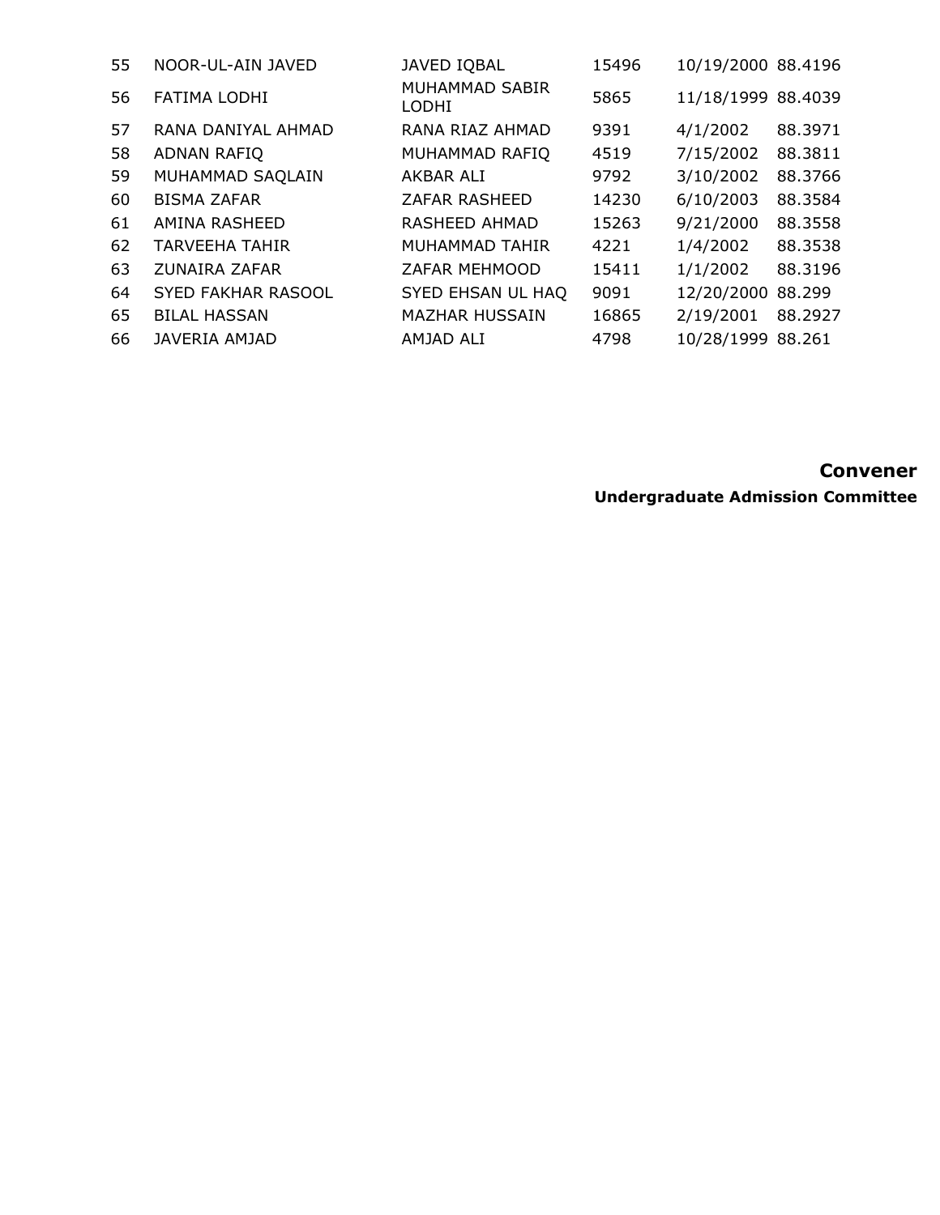| | | | | | |
|---|---|---|---|---|---|
| 55 | NOOR-UL-AIN JAVED | JAVED IQBAL | 15496 | 10/19/2000 | 88.4196 |
| 56 | FATIMA LODHI | MUHAMMAD SABIR LODHI | 5865 | 11/18/1999 | 88.4039 |
| 57 | RANA DANIYAL AHMAD | RANA RIAZ AHMAD | 9391 | 4/1/2002 | 88.3971 |
| 58 | ADNAN RAFIQ | MUHAMMAD RAFIQ | 4519 | 7/15/2002 | 88.3811 |
| 59 | MUHAMMAD SAQLAIN | AKBAR ALI | 9792 | 3/10/2002 | 88.3766 |
| 60 | BISMA ZAFAR | ZAFAR RASHEED | 14230 | 6/10/2003 | 88.3584 |
| 61 | AMINA RASHEED | RASHEED AHMAD | 15263 | 9/21/2000 | 88.3558 |
| 62 | TARVEEHA TAHIR | MUHAMMAD TAHIR | 4221 | 1/4/2002 | 88.3538 |
| 63 | ZUNAIRA ZAFAR | ZAFAR MEHMOOD | 15411 | 1/1/2002 | 88.3196 |
| 64 | SYED FAKHAR RASOOL | SYED EHSAN UL HAQ | 9091 | 12/20/2000 | 88.299 |
| 65 | BILAL HASSAN | MAZHAR HUSSAIN | 16865 | 2/19/2001 | 88.2927 |
| 66 | JAVERIA AMJAD | AMJAD ALI | 4798 | 10/28/1999 | 88.261 |

**Convener**

**Undergraduate Admission Committee**